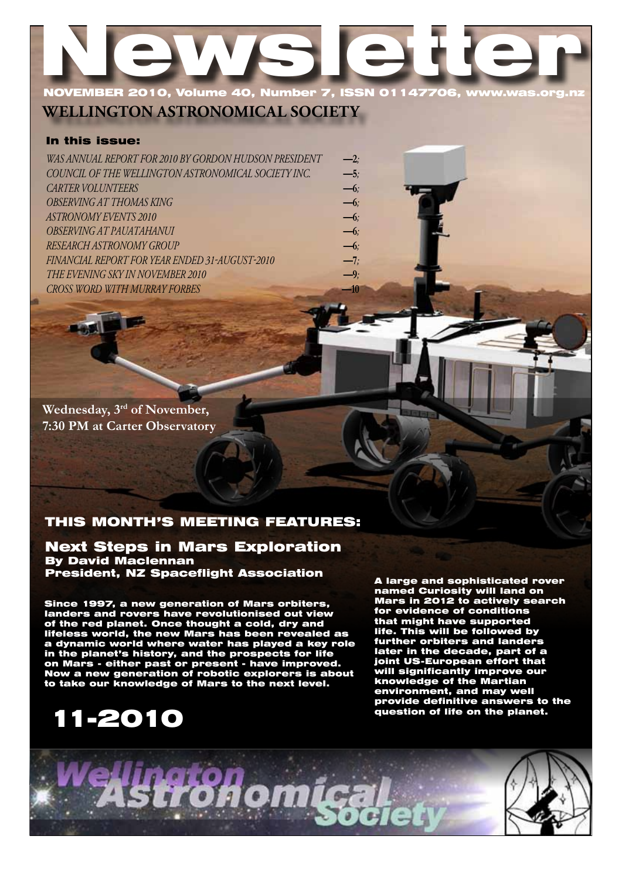# Newsletter

**NOVEMBER 2010, Volume 40, Number 7, ISSN 01147706, www.was.org.nz**

## WELLINGTON ASTRONOMICAL SOCIETY

### In this issue:

| | |
|---|---|
| *WAS ANNUAL REPORT FOR 2010 BY GORDON HUDSON PRESIDENT* | —2; |
| *COUNCIL OF THE WELLINGTON ASTRONOMICAL SOCIETY INC.* | —5; |
| *CARTER VOLUNTEERS* | —6; |
| *OBSERVING AT THOMAS KING* | —6; |
| *ASTRONOMY EVENTS 2010* | —6; |
| *OBSERVING AT PAUATAHANUI* | —6; |
| *RESEARCH ASTRONOMY GROUP* | —6; |
| *FINANCIAL REPORT FOR YEAR ENDED 31-AUGUST-2010* | —7; |
| *THE EVENING SKY IN NOVEMBER 2010* | —9; |
| *CROSS WORD WITH MURRAY FORBES* | —10 |

**Wednesday, 3rd of November, 7:30 PM at Carter Observatory**

## THIS MONTH'S MEETING FEATURES:

### Next Steps in Mars Exploration

**By David Maclennan**
**President, NZ Spaceflight Association**

**Since 1997, a new generation of Mars orbiters, landers and rovers have revolutionised out view of the red planet. Once thought a cold, dry and lifeless world, the new Mars has been revealed as a dynamic world where water has played a key role in the planet's history, and the prospects for life on Mars - either past or present - have improved. Now a new generation of robotic explorers is about to take our knowledge of Mars to the next level.**

**A large and sophisticated rover named Curiosity will land on Mars in 2012 to actively search for evidence of conditions that might have supported life. This will be followed by further orbiters and landers later in the decade, part of a joint US-European effort that will significantly improve our knowledge of the Martian environment, and may well provide definitive answers to the question of life on the planet.**

**11-2010**

Wellington Astronomical Society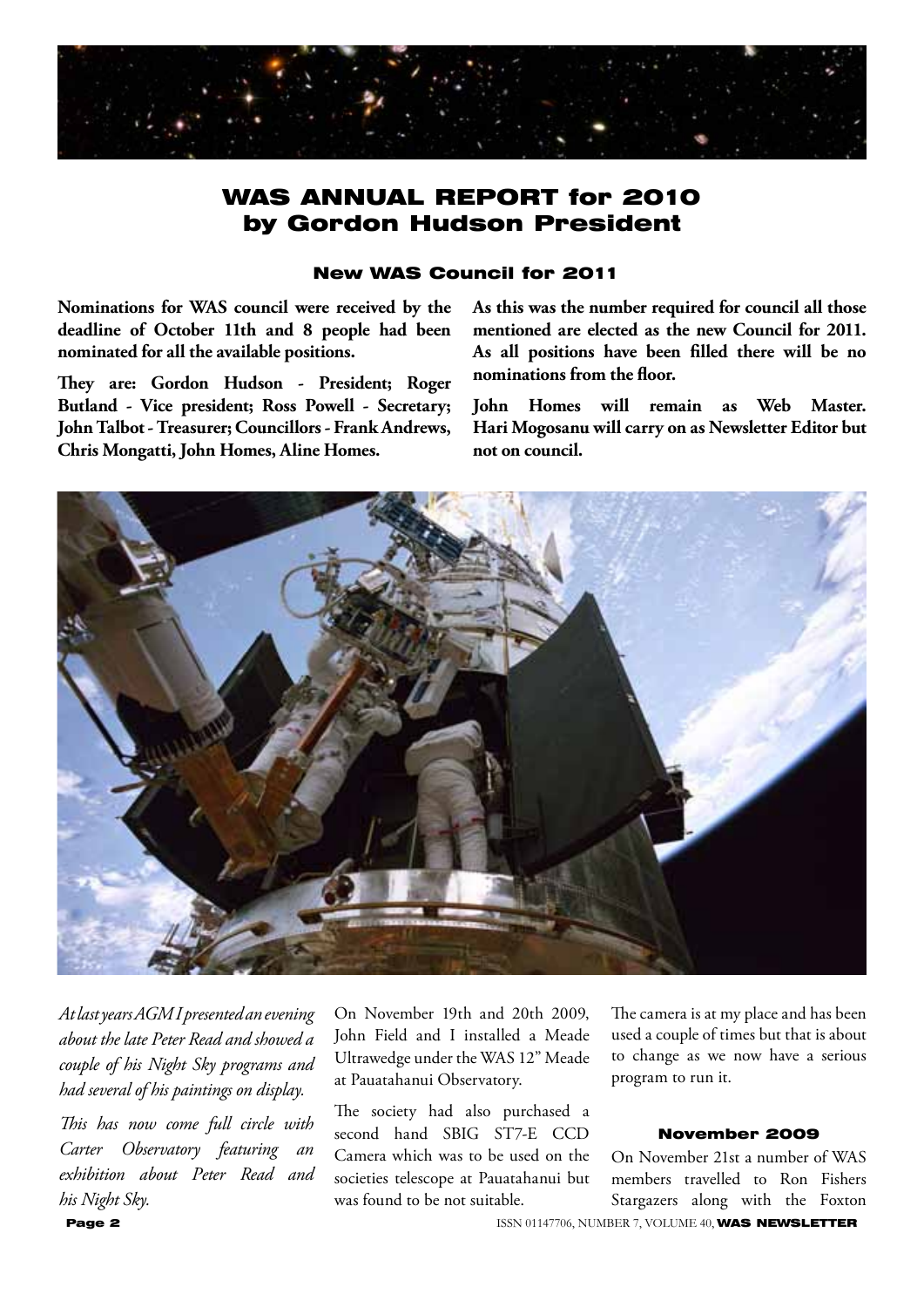# WAS ANNUAL REPORT for 2010 by Gordon Hudson President

### New WAS Council for 2011

**Nominations for WAS council were received by the deadline of October 11th and 8 people had been nominated for all the available positions.**

**They are: Gordon Hudson - President; Roger Butland - Vice president; Ross Powell - Secretary; John Talbot - Treasurer; Councillors - Frank Andrews, Chris Mongatti, John Homes, Aline Homes.**

**As this was the number required for council all those mentioned are elected as the new Council for 2011. As all positions have been filled there will be no nominations from the floor.**

**John Homes will remain as Web Master. Hari Mogosanu will carry on as Newsletter Editor but not on council.**

*At last years AGM I presented an evening about the late Peter Read and showed a couple of his Night Sky programs and had several of his paintings on display.*

*This has now come full circle with Carter Observatory featuring an exhibition about Peter Read and his Night Sky.*

On November 19th and 20th 2009, John Field and I installed a Meade Ultrawedge under the WAS 12" Meade at Pauatahanui Observatory.

The society had also purchased a second hand SBIG ST7-E CCD Camera which was to be used on the societies telescope at Pauatahanui but was found to be not suitable.

The camera is at my place and has been used a couple of times but that is about to change as we now have a serious program to run it.

### November 2009

On November 21st a number of WAS members travelled to Ron Fishers Stargazers along with the Foxton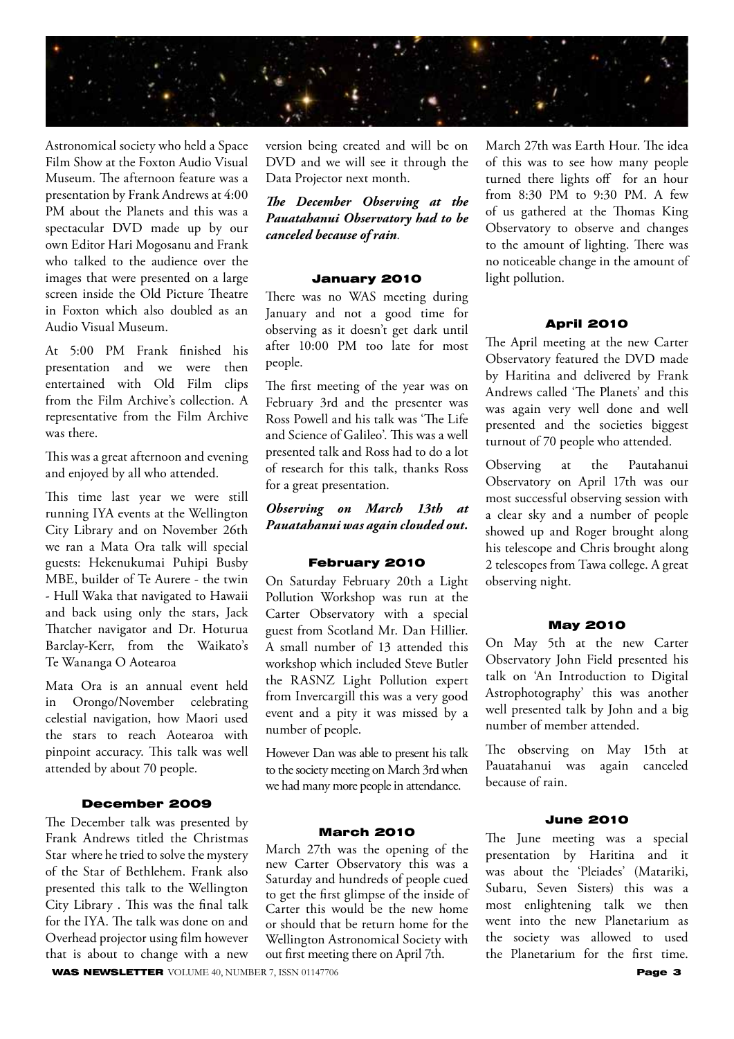Astronomical society who held a Space Film Show at the Foxton Audio Visual Museum. The afternoon feature was a presentation by Frank Andrews at 4:00 PM about the Planets and this was a spectacular DVD made up by our own Editor Hari Mogosanu and Frank who talked to the audience over the images that were presented on a large screen inside the Old Picture Theatre in Foxton which also doubled as an Audio Visual Museum.

At 5:00 PM Frank finished his presentation and we were then entertained with Old Film clips from the Film Archive's collection. A representative from the Film Archive was there.

This was a great afternoon and evening and enjoyed by all who attended.

This time last year we were still running IYA events at the Wellington City Library and on November 26th we ran a Mata Ora talk will special guests: Hekenukumai Puhipi Busby MBE, builder of Te Aurere - the twin - Hull Waka that navigated to Hawaii and back using only the stars, Jack Thatcher navigator and Dr. Hoturua Barclay-Kerr, from the Waikato's Te Wananga O Aotearoa

Mata Ora is an annual event held in Orongo/November celebrating celestial navigation, how Maori used the stars to reach Aotearoa with pinpoint accuracy. This talk was well attended by about 70 people.

#### December 2009

The December talk was presented by Frank Andrews titled the Christmas Star where he tried to solve the mystery of the Star of Bethlehem. Frank also presented this talk to the Wellington City Library . This was the final talk for the IYA. The talk was done on and Overhead projector using film however that is about to change with a new version being created and will be on DVD and we will see it through the Data Projector next month.

***The December Observing at the Pauatahanui Observatory had to be canceled because of rain.***

#### January 2010

There was no WAS meeting during January and not a good time for observing as it doesn't get dark until after 10:00 PM too late for most people.

The first meeting of the year was on February 3rd and the presenter was Ross Powell and his talk was 'The Life and Science of Galileo'. This was a well presented talk and Ross had to do a lot of research for this talk, thanks Ross for a great presentation.

***Observing on March 13th at Pauatahanui was again clouded out.***

#### February 2010

On Saturday February 20th a Light Pollution Workshop was run at the Carter Observatory with a special guest from Scotland Mr. Dan Hillier. A small number of 13 attended this workshop which included Steve Butler the RASNZ Light Pollution expert from Invercargill this was a very good event and a pity it was missed by a number of people.

However Dan was able to present his talk to the society meeting on March 3rd when we had many more people in attendance.

#### March 2010

March 27th was the opening of the new Carter Observatory this was a Saturday and hundreds of people cued to get the first glimpse of the inside of Carter this would be the new home or should that be return home for the Wellington Astronomical Society with out first meeting there on April 7th.

March 27th was Earth Hour. The idea of this was to see how many people turned there lights off for an hour from 8:30 PM to 9:30 PM. A few of us gathered at the Thomas King Observatory to observe and changes to the amount of lighting. There was no noticeable change in the amount of light pollution.

#### April 2010

The April meeting at the new Carter Observatory featured the DVD made by Haritina and delivered by Frank Andrews called 'The Planets' and this was again very well done and well presented and the societies biggest turnout of 70 people who attended.

Observing at the Pautahanui Observatory on April 17th was our most successful observing session with a clear sky and a number of people showed up and Roger brought along his telescope and Chris brought along 2 telescopes from Tawa college. A great observing night.

#### May 2010

On May 5th at the new Carter Observatory John Field presented his talk on 'An Introduction to Digital Astrophotography' this was another well presented talk by John and a big number of member attended.

The observing on May 15th at Pauatahanui was again canceled because of rain.

#### June 2010

The June meeting was a special presentation by Haritina and it was about the 'Pleiades' (Matariki, Subaru, Seven Sisters) this was a most enlightening talk we then went into the new Planetarium as the society was allowed to used the Planetarium for the first time.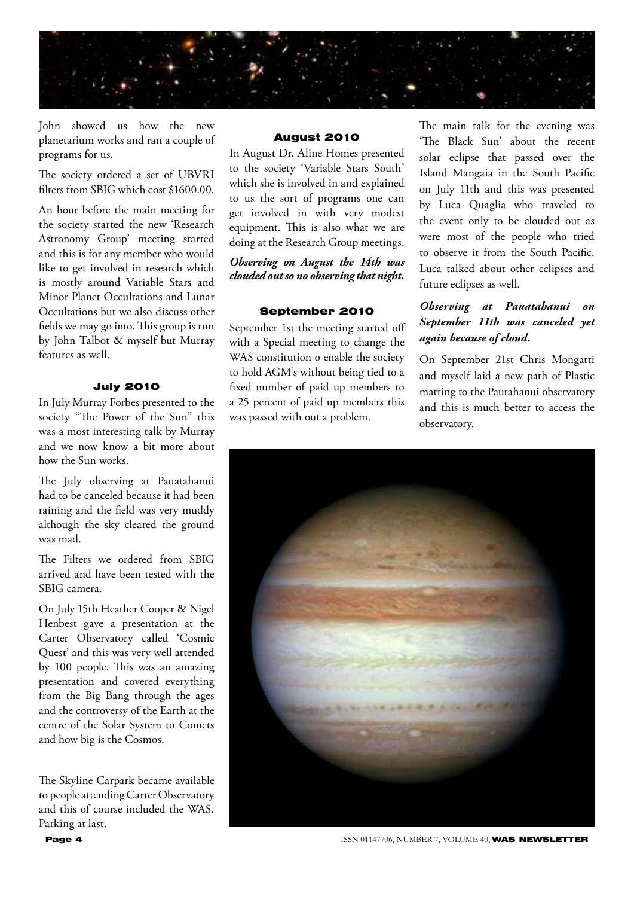John showed us how the new planetarium works and ran a couple of programs for us.

The society ordered a set of UBVRI filters from SBIG which cost $1600.00.

An hour before the main meeting for the society started the new 'Research Astronomy Group' meeting started and this is for any member who would like to get involved in research which is mostly around Variable Stars and Minor Planet Occultations and Lunar Occultations but we also discuss other fields we may go into. This group is run by John Talbot & myself but Murray features as well.

### July 2010

In July Murray Forbes presented to the society "The Power of the Sun" this was a most interesting talk by Murray and we now know a bit more about how the Sun works.

The July observing at Pauatahanui had to be canceled because it had been raining and the field was very muddy although the sky cleared the ground was mad.

The Filters we ordered from SBIG arrived and have been tested with the SBIG camera.

On July 15th Heather Cooper & Nigel Henbest gave a presentation at the Carter Observatory called 'Cosmic Quest' and this was very well attended by 100 people. This was an amazing presentation and covered everything from the Big Bang through the ages and the controversy of the Earth at the centre of the Solar System to Comets and how big is the Cosmos.

The Skyline Carpark became available to people attending Carter Observatory and this of course included the WAS. Parking at last.

### August 2010

In August Dr. Aline Homes presented to the society 'Variable Stars South' which she is involved in and explained to us the sort of programs one can get involved in with very modest equipment. This is also what we are doing at the Research Group meetings.

***Observing on August the 14th was clouded out so no observing that night.***

### September 2010

September 1st the meeting started off with a Special meeting to change the WAS constitution o enable the society to hold AGM's without being tied to a fixed number of paid up members to a 25 percent of paid up members this was passed with out a problem.

The main talk for the evening was 'The Black Sun' about the recent solar eclipse that passed over the Island Mangaia in the South Pacific on July 11th and this was presented by Luca Quaglia who traveled to the event only to be clouded out as were most of the people who tried to observe it from the South Pacific. Luca talked about other eclipses and future eclipses as well.

***Observing at Pauatahanui on September 11th was canceled yet again because of cloud.***

On September 21st Chris Mongatti and myself laid a new path of Plastic matting to the Pautahanui observatory and this is much better to access the observatory.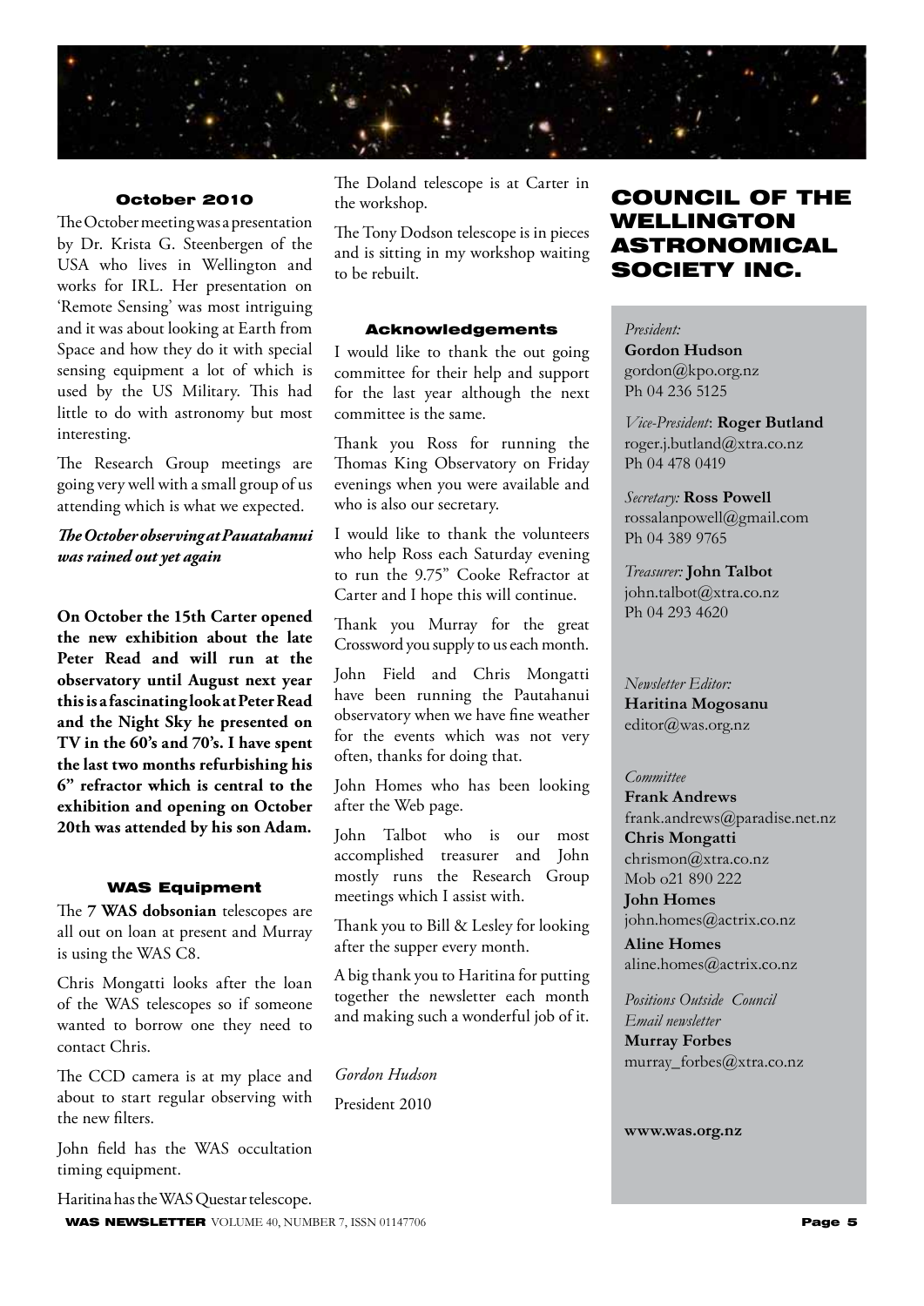### October 2010

The October meeting was a presentation by Dr. Krista G. Steenbergen of the USA who lives in Wellington and works for IRL. Her presentation on 'Remote Sensing' was most intriguing and it was about looking at Earth from Space and how they do it with special sensing equipment a lot of which is used by the US Military. This had little to do with astronomy but most interesting.

The Research Group meetings are going very well with a small group of us attending which is what we expected.

***The October observing at Pauatahanui was rained out yet again***

**On October the 15th Carter opened the new exhibition about the late Peter Read and will run at the observatory until August next year this is a fascinating look at Peter Read and the Night Sky he presented on TV in the 60's and 70's. I have spent the last two months refurbishing his 6" refractor which is central to the exhibition and opening on October 20th was attended by his son Adam.**

### WAS Equipment

The **7 WAS dobsonian** telescopes are all out on loan at present and Murray is using the WAS C8.

Chris Mongatti looks after the loan of the WAS telescopes so if someone wanted to borrow one they need to contact Chris.

The CCD camera is at my place and about to start regular observing with the new filters.

John field has the WAS occultation timing equipment.

Haritina has the WAS Questar telescope.

The Doland telescope is at Carter in the workshop.

The Tony Dodson telescope is in pieces and is sitting in my workshop waiting to be rebuilt.

### Acknowledgements

I would like to thank the out going committee for their help and support for the last year although the next committee is the same.

Thank you Ross for running the Thomas King Observatory on Friday evenings when you were available and who is also our secretary.

I would like to thank the volunteers who help Ross each Saturday evening to run the 9.75" Cooke Refractor at Carter and I hope this will continue.

Thank you Murray for the great Crossword you supply to us each month.

John Field and Chris Mongatti have been running the Pautahanui observatory when we have fine weather for the events which was not very often, thanks for doing that.

John Homes who has been looking after the Web page.

John Talbot who is our most accomplished treasurer and John mostly runs the Research Group meetings which I assist with.

Thank you to Bill & Lesley for looking after the supper every month.

A big thank you to Haritina for putting together the newsletter each month and making such a wonderful job of it.

*Gordon Hudson*

President 2010

## COUNCIL OF THE WELLINGTON ASTRONOMICAL SOCIETY INC.

*President:*
**Gordon Hudson**
gordon@kpo.org.nz
Ph 04 236 5125

*Vice-President*: **Roger Butland**
roger.j.butland@xtra.co.nz
Ph 04 478 0419

*Secretary:* **Ross Powell**
rossalanpowell@gmail.com
Ph 04 389 9765

*Treasurer:* **John Talbot**
john.talbot@xtra.co.nz
Ph 04 293 4620

*Newsletter Editor:*
**Haritina Mogosanu**
editor@was.org.nz

*Committee*
**Frank Andrews**
frank.andrews@paradise.net.nz
**Chris Mongatti**
chrismon@xtra.co.nz
Mob o21 890 222
**John Homes**
john.homes@actrix.co.nz
**Aline Homes**
aline.homes@actrix.co.nz

*Positions Outside Council*
*Email newsletter*
**Murray Forbes**
murray_forbes@xtra.co.nz

**www.was.org.nz**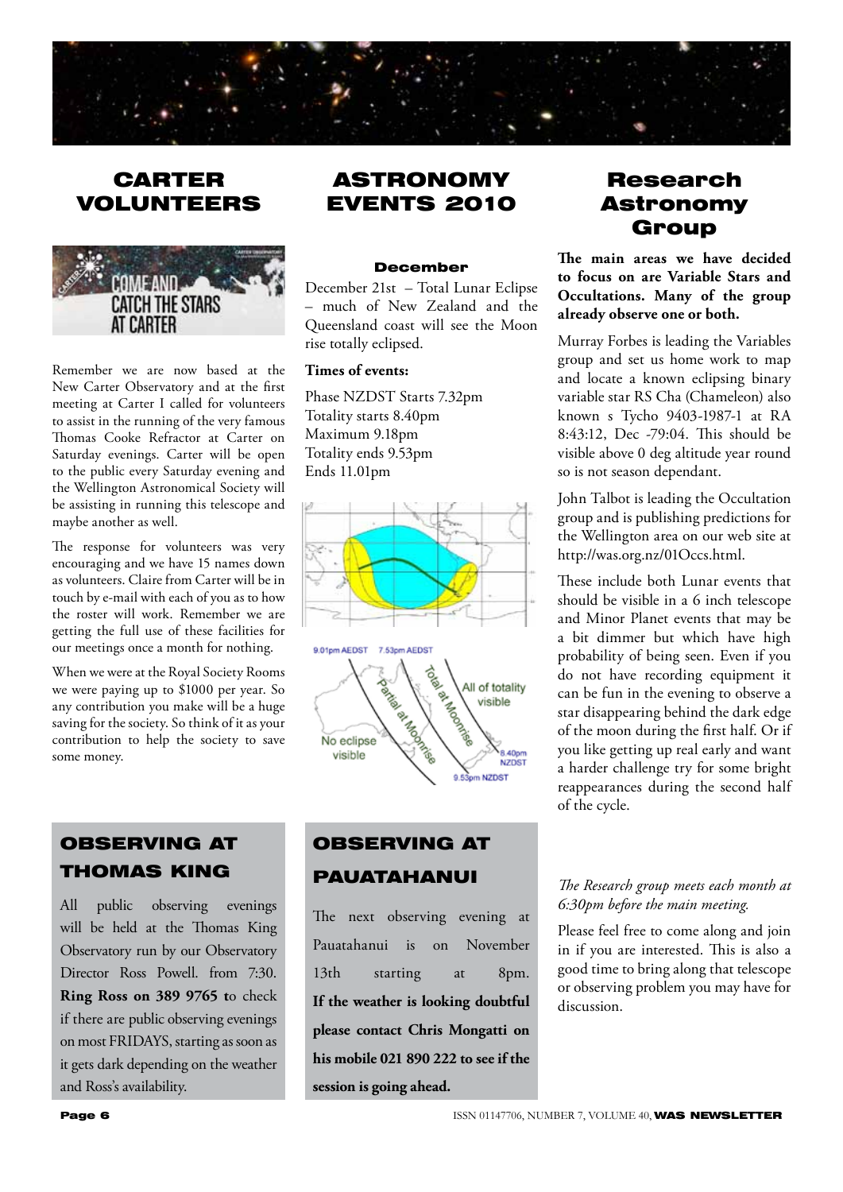## CARTER VOLUNTEERS

Remember we are now based at the New Carter Observatory and at the first meeting at Carter I called for volunteers to assist in the running of the very famous Thomas Cooke Refractor at Carter on Saturday evenings. Carter will be open to the public every Saturday evening and the Wellington Astronomical Society will be assisting in running this telescope and maybe another as well.

The response for volunteers was very encouraging and we have 15 names down as volunteers. Claire from Carter will be in touch by e-mail with each of you as to how the roster will work. Remember we are getting the full use of these facilities for our meetings once a month for nothing.

When we were at the Royal Society Rooms we were paying up to $1000 per year. So any contribution you make will be a huge saving for the society. So think of it as your contribution to help the society to save some money.

## ASTRONOMY EVENTS 2010

### December

December 21st – Total Lunar Eclipse – much of New Zealand and the Queensland coast will see the Moon rise totally eclipsed.

**Times of events:**

Phase NZDST Starts 7.32pm
Totality starts 8.40pm
Maximum 9.18pm
Totality ends 9.53pm
Ends 11.01pm

## Research Astronomy Group

**The main areas we have decided to focus on are Variable Stars and Occultations. Many of the group already observe one or both.**

Murray Forbes is leading the Variables group and set us home work to map and locate a known eclipsing binary variable star RS Cha (Chameleon) also known s Tycho 9403-1987-1 at RA 8:43:12, Dec -79:04. This should be visible above 0 deg altitude year round so is not season dependant.

John Talbot is leading the Occultation group and is publishing predictions for the Wellington area on our web site at http://was.org.nz/01Occs.html.

These include both Lunar events that should be visible in a 6 inch telescope and Minor Planet events that may be a bit dimmer but which have high probability of being seen. Even if you do not have recording equipment it can be fun in the evening to observe a star disappearing behind the dark edge of the moon during the first half. Or if you like getting up real early and want a harder challenge try for some bright reappearances during the second half of the cycle.

*The Research group meets each month at 6:30pm before the main meeting.*

Please feel free to come along and join in if you are interested. This is also a good time to bring along that telescope or observing problem you may have for discussion.

## OBSERVING AT THOMAS KING

All public observing evenings will be held at the Thomas King Observatory run by our Observatory Director Ross Powell. from 7:30. **Ring Ross on 389 9765 t**o check if there are public observing evenings on most FRIDAYS, starting as soon as it gets dark depending on the weather and Ross's availability.

## OBSERVING AT PAUATAHANUI

The next observing evening at Pauatahanui is on November 13th starting at 8pm. **If the weather is looking doubtful please contact Chris Mongatti on his mobile 021 890 222 to see if the session is going ahead.**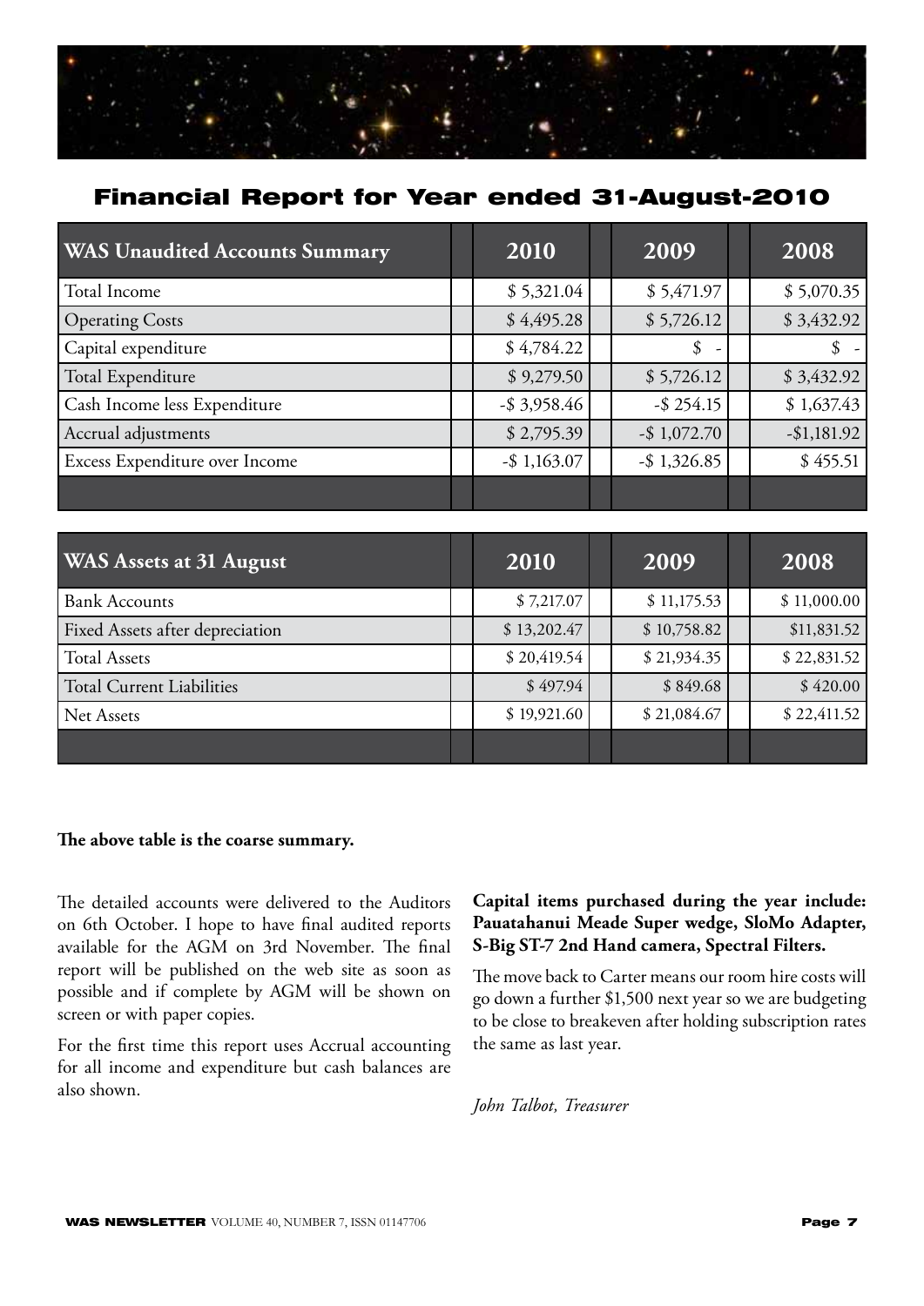# Financial Report for Year ended 31-August-2010

| WAS Unaudited Accounts Summary | 2010 | 2009 | 2008 |
|---|---|---|---|
| Total Income | $ 5,321.04 | $ 5,471.97 | $ 5,070.35 |
| Operating Costs | $ 4,495.28 | $ 5,726.12 | $ 3,432.92 |
| Capital expenditure | $ 4,784.22 | $ - | $ - |
| Total Expenditure | $ 9,279.50 | $ 5,726.12 | $ 3,432.92 |
| Cash Income less Expenditure | -$ 3,958.46 | -$ 254.15 | $ 1,637.43 |
| Accrual adjustments | $ 2,795.39 | -$ 1,072.70 | -$1,181.92 |
| Excess Expenditure over Income | -$ 1,163.07 | -$ 1,326.85 | $ 455.51 |

| WAS Assets at 31 August | 2010 | 2009 | 2008 |
|---|---|---|---|
| Bank Accounts | $ 7,217.07 | $ 11,175.53 | $ 11,000.00 |
| Fixed Assets after depreciation | $ 13,202.47 | $ 10,758.82 | $11,831.52 |
| Total Assets | $ 20,419.54 | $ 21,934.35 | $ 22,831.52 |
| Total Current Liabilities | $ 497.94 | $ 849.68 | $ 420.00 |
| Net Assets | $ 19,921.60 | $ 21,084.67 | $ 22,411.52 |

**The above table is the coarse summary.**

The detailed accounts were delivered to the Auditors on 6th October. I hope to have final audited reports available for the AGM on 3rd November. The final report will be published on the web site as soon as possible and if complete by AGM will be shown on screen or with paper copies.

For the first time this report uses Accrual accounting for all income and expenditure but cash balances are also shown.

**Capital items purchased during the year include: Pauatahanui Meade Super wedge, SloMo Adapter, S-Big ST-7 2nd Hand camera, Spectral Filters.**

The move back to Carter means our room hire costs will go down a further $1,500 next year so we are budgeting to be close to breakeven after holding subscription rates the same as last year.

*John Talbot, Treasurer*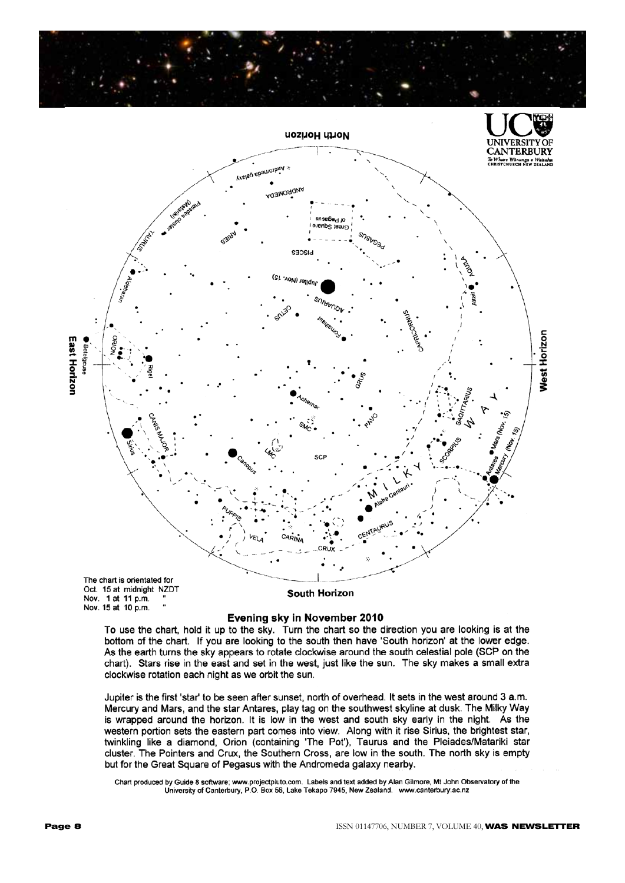The chart is orientated for
Oct. 15 at midnight NZDT
Nov. 1 at 11 p.m. "
Nov. 15 at 10 p.m. "

## Evening sky in November 2010

To use the chart, hold it up to the sky. Turn the chart so the direction you are looking is at the bottom of the chart. If you are looking to the south then have 'South horizon' at the lower edge. As the earth turns the sky appears to rotate clockwise around the south celestial pole (SCP on the chart). Stars rise in the east and set in the west, just like the sun. The sky makes a small extra clockwise rotation each night as we orbit the sun.

Jupiter is the first 'star' to be seen after sunset, north of overhead. It sets in the west around 3 a.m. Mercury and Mars, and the star Antares, play tag on the southwest skyline at dusk. The Milky Way is wrapped around the horizon. It is low in the west and south sky early in the night. As the western portion sets the eastern part comes into view. Along with it rise Sirius, the brightest star, twinkling like a diamond, Orion (containing 'The Pot'), Taurus and the Pleiades/Matariki star cluster. The Pointers and Crux, the Southern Cross, are low in the south. The north sky is empty but for the Great Square of Pegasus with the Andromeda galaxy nearby.

Chart produced by Guide 8 software; www.projectpluto.com. Labels and text added by Alan Gilmore, Mt John Observatory of the University of Canterbury, P.O. Box 56, Lake Tekapo 7945, New Zealand. www.canterbury.ac.nz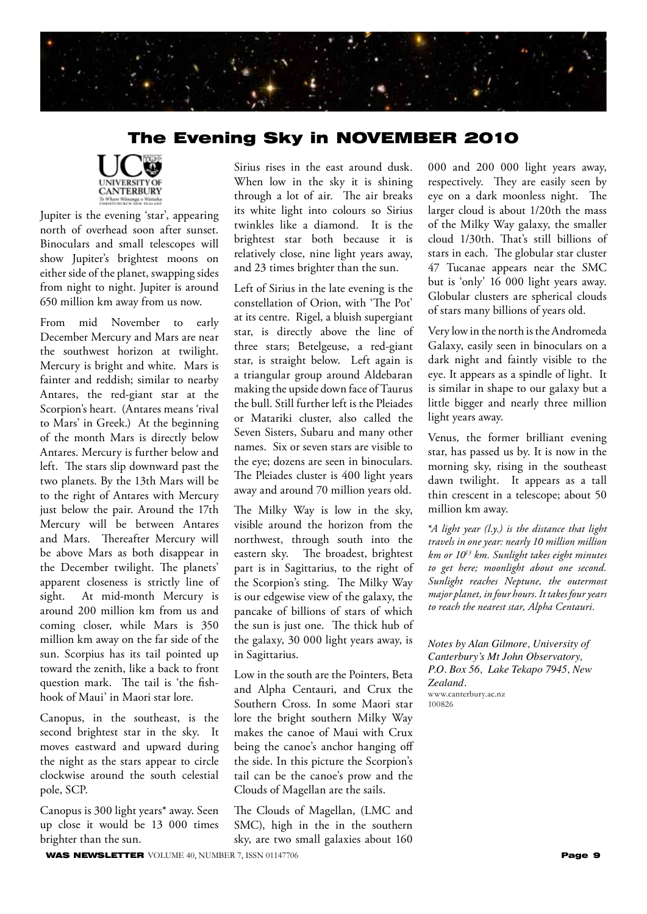## The Evening Sky in NOVEMBER 2010

Jupiter is the evening 'star', appearing north of overhead soon after sunset. Binoculars and small telescopes will show Jupiter's brightest moons on either side of the planet, swapping sides from night to night. Jupiter is around 650 million km away from us now.

From mid November to early December Mercury and Mars are near the southwest horizon at twilight. Mercury is bright and white. Mars is fainter and reddish; similar to nearby Antares, the red-giant star at the Scorpion's heart. (Antares means 'rival to Mars' in Greek.) At the beginning of the month Mars is directly below Antares. Mercury is further below and left. The stars slip downward past the two planets. By the 13th Mars will be to the right of Antares with Mercury just below the pair. Around the 17th Mercury will be between Antares and Mars. Thereafter Mercury will be above Mars as both disappear in the December twilight. The planets' apparent closeness is strictly line of sight. At mid-month Mercury is around 200 million km from us and coming closer, while Mars is 350 million km away on the far side of the sun. Scorpius has its tail pointed up toward the zenith, like a back to front question mark. The tail is 'the fish-hook of Maui' in Maori star lore.

Canopus, in the southeast, is the second brightest star in the sky. It moves eastward and upward during the night as the stars appear to circle clockwise around the south celestial pole, SCP.

Canopus is 300 light years* away. Seen up close it would be 13 000 times brighter than the sun.

Sirius rises in the east around dusk. When low in the sky it is shining through a lot of air. The air breaks its white light into colours so Sirius twinkles like a diamond. It is the brightest star both because it is relatively close, nine light years away, and 23 times brighter than the sun.

Left of Sirius in the late evening is the constellation of Orion, with 'The Pot' at its centre. Rigel, a bluish supergiant star, is directly above the line of three stars; Betelgeuse, a red-giant star, is straight below. Left again is a triangular group around Aldebaran making the upside down face of Taurus the bull. Still further left is the Pleiades or Matariki cluster, also called the Seven Sisters, Subaru and many other names. Six or seven stars are visible to the eye; dozens are seen in binoculars. The Pleiades cluster is 400 light years away and around 70 million years old.

The Milky Way is low in the sky, visible around the horizon from the northwest, through south into the eastern sky. The broadest, brightest part is in Sagittarius, to the right of the Scorpion's sting. The Milky Way is our edgewise view of the galaxy, the pancake of billions of stars of which the sun is just one. The thick hub of the galaxy, 30 000 light years away, is in Sagittarius.

Low in the south are the Pointers, Beta and Alpha Centauri, and Crux the Southern Cross. In some Maori star lore the bright southern Milky Way makes the canoe of Maui with Crux being the canoe's anchor hanging off the side. In this picture the Scorpion's tail can be the canoe's prow and the Clouds of Magellan are the sails.

The Clouds of Magellan, (LMC and SMC), high in the in the southern sky, are two small galaxies about 160 000 and 200 000 light years away, respectively. They are easily seen by eye on a dark moonless night. The larger cloud is about 1/20th the mass of the Milky Way galaxy, the smaller cloud 1/30th. That's still billions of stars in each. The globular star cluster 47 Tucanae appears near the SMC but is 'only' 16 000 light years away. Globular clusters are spherical clouds of stars many billions of years old.

Very low in the north is the Andromeda Galaxy, easily seen in binoculars on a dark night and faintly visible to the eye. It appears as a spindle of light. It is similar in shape to our galaxy but a little bigger and nearly three million light years away.

Venus, the former brilliant evening star, has passed us by. It is now in the morning sky, rising in the southeast dawn twilight. It appears as a tall thin crescent in a telescope; about 50 million km away.

*\*A light year (l.y.) is the distance that light travels in one year: nearly 10 million million km or $10^{13}$ km. Sunlight takes eight minutes to get here; moonlight about one second. Sunlight reaches Neptune, the outermost major planet, in four hours. It takes four years to reach the nearest star, Alpha Centauri.*

*Notes by Alan Gilmore, University of Canterbury's Mt John Observatory, P.O. Box 56, Lake Tekapo 7945, New Zealand.*
www.canterbury.ac.nz
100826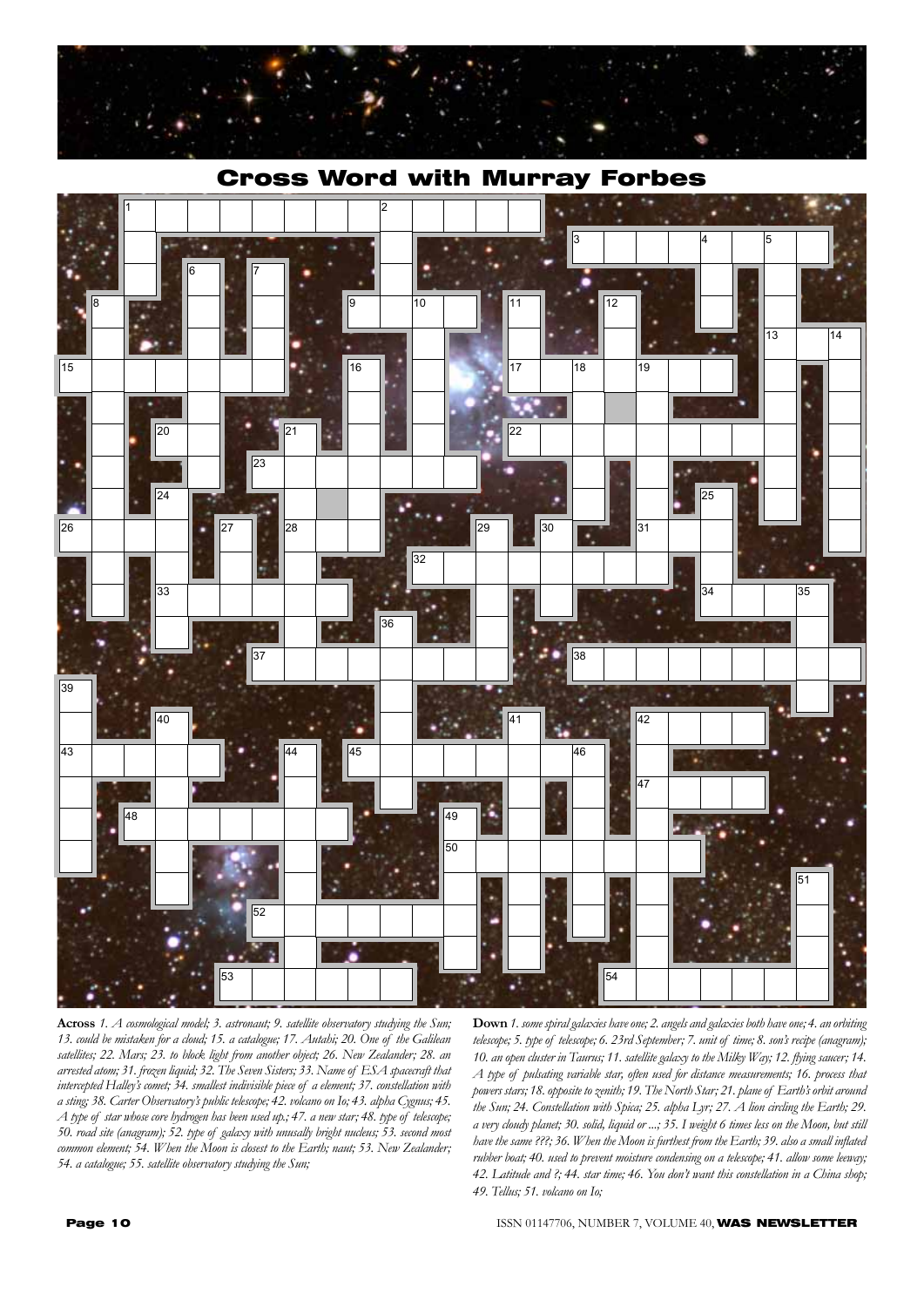# Cross Word with Murray Forbes

**Across** *1. A cosmological model; 3. astronaut; 9. satellite observatory studying the Sun; 13. could be mistaken for a cloud; 15. a catalogue; 17. Autahi; 20. One of the Galilean satellites; 22. Mars; 23. to block light from another object; 26. New Zealander; 28. an arrested atom; 31. frozen liquid; 32. The Seven Sisters; 33. Name of ESA spacecraft that intercepted Halley's comet; 34. smallest indivisible piece of a element; 37. constellation with a sting; 38. Carter Observatory's public telescope; 42. volcano on Io; 43. alpha Cygnus; 45. A type of star whose core hydrogen has been used up.; 47. a new star; 48. type of telescope; 50. road site (anagram); 52. type of galaxy with unusally bright nucleus; 53. second most common element; 54. When the Moon is closest to the Earth; naut; 53. New Zealander; 54. a catalogue; 55. satellite observatory studying the Sun;*

**Down** *1. some spiral galaxies have one; 2. angels and galaxies both have one; 4. an orbiting telescope; 5. type of telescope; 6. 23rd September; 7. unit of time; 8. son's recipe (anagram); 10. an open cluster in Taurus; 11. satellite galaxy to the Milky Way; 12. flying saucer; 14. A type of pulsating variable star, often used for distance measurements; 16. process that powers stars; 18. opposite to zenith; 19. The North Star; 21. plane of Earth's orbit around the Sun; 24. Constellation with Spica; 25. alpha Lyr; 27. A lion circling the Earth; 29. a very cloudy planet; 30. solid, liquid or ...; 35. I weight 6 times less on the Moon, but still have the same ???; 36. When the Moon is furthest from the Earth; 39. also a small inflated rubber boat; 40. used to prevent moisture condensing on a telescope; 41. allow some leeway; 42. Latitude and ?; 44. star time; 46. You don't want this constellation in a China shop; 49. Tellus; 51. volcano on Io;*